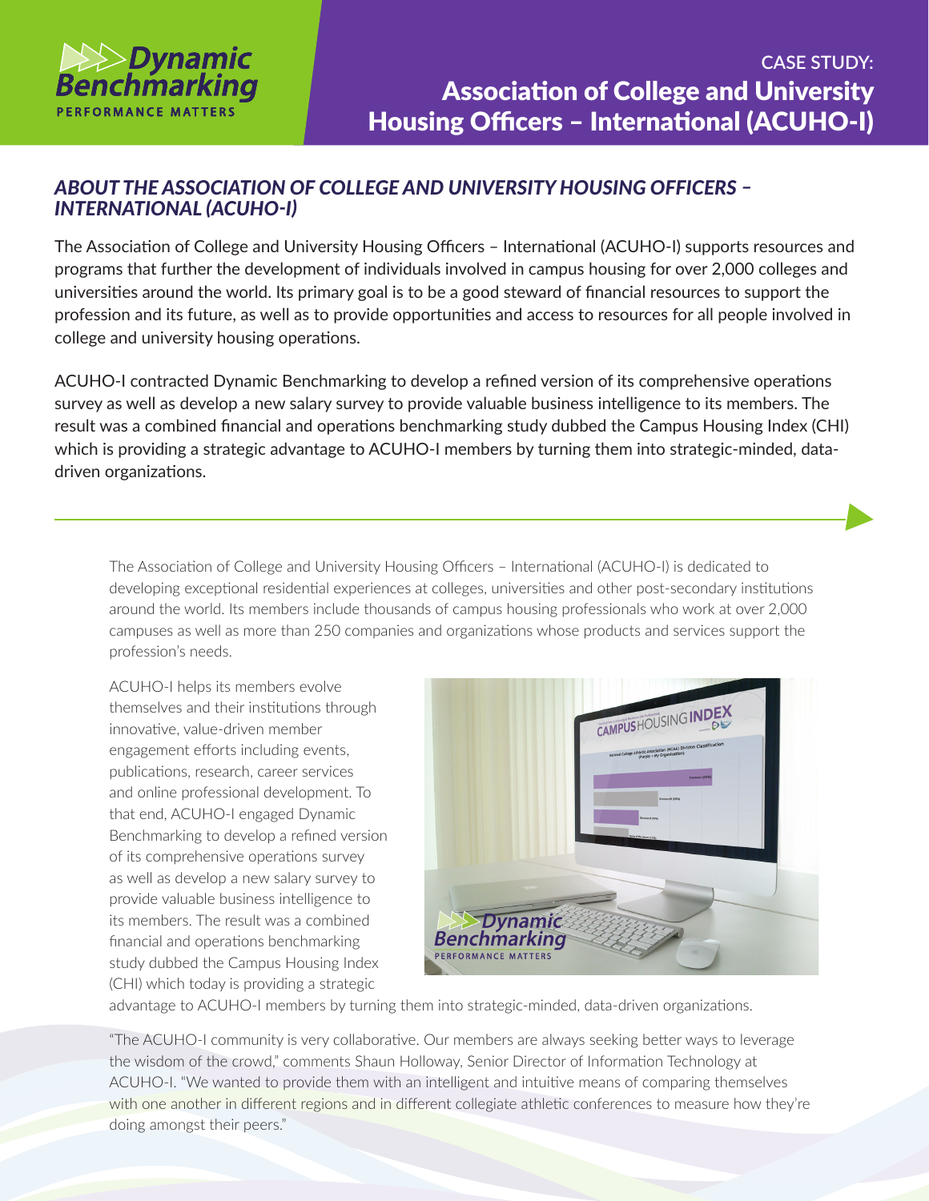# CASE STUDY: Association of College and University Housing Officers – International (ACUHO-I)

## *ABOUT THE ASSOCIATION OF COLLEGE AND UNIVERSITY HOUSING OFFICERS – INTERNATIONAL (ACUHO-I)*

The Association of College and University Housing Officers – International (ACUHO-I) supports resources and programs that further the development of individuals involved in campus housing for over 2,000 colleges and universities around the world. Its primary goal is to be a good steward of financial resources to support the profession and its future, as well as to provide opportunities and access to resources for all people involved in college and university housing operations.

ACUHO-I contracted Dynamic Benchmarking to develop a refined version of its comprehensive operations survey as well as develop a new salary survey to provide valuable business intelligence to its members. The result was a combined financial and operations benchmarking study dubbed the Campus Housing Index (CHI) which is providing a strategic advantage to ACUHO-I members by turning them into strategic-minded, data-driven organizations.

---

The Association of College and University Housing Officers – International (ACUHO-I) is dedicated to developing exceptional residential experiences at colleges, universities and other post-secondary institutions around the world. Its members include thousands of campus housing professionals who work at over 2,000 campuses as well as more than 250 companies and organizations whose products and services support the profession's needs.

ACUHO-I helps its members evolve themselves and their institutions through innovative, value-driven member engagement efforts including events, publications, research, career services and online professional development. To that end, ACUHO-I engaged Dynamic Benchmarking to develop a refined version of its comprehensive operations survey as well as develop a new salary survey to provide valuable business intelligence to its members. The result was a combined financial and operations benchmarking study dubbed the Campus Housing Index (CHI) which today is providing a strategic advantage to ACUHO-I members by turning them into strategic-minded, data-driven organizations.

"The ACUHO-I community is very collaborative. Our members are always seeking better ways to leverage the wisdom of the crowd," comments Shaun Holloway, Senior Director of Information Technology at ACUHO-I. "We wanted to provide them with an intelligent and intuitive means of comparing themselves with one another in different regions and in different collegiate athletic conferences to measure how they're doing amongst their peers."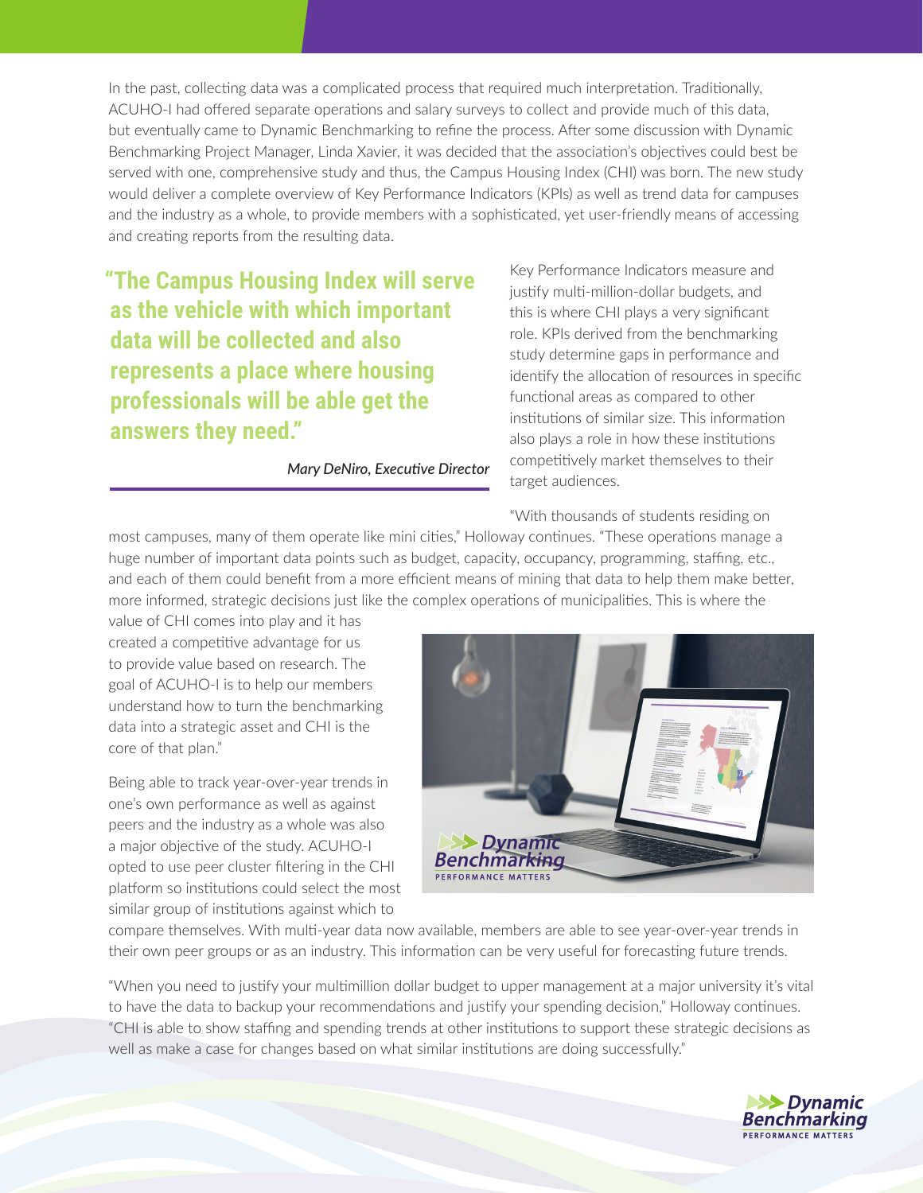In the past, collecting data was a complicated process that required much interpretation. Traditionally, ACUHO-I had offered separate operations and salary surveys to collect and provide much of this data, but eventually came to Dynamic Benchmarking to refine the process. After some discussion with Dynamic Benchmarking Project Manager, Linda Xavier, it was decided that the association's objectives could best be served with one, comprehensive study and thus, the Campus Housing Index (CHI) was born. The new study would deliver a complete overview of Key Performance Indicators (KPIs) as well as trend data for campuses and the industry as a whole, to provide members with a sophisticated, yet user-friendly means of accessing and creating reports from the resulting data.

> **"The Campus Housing Index will serve as the vehicle with which important data will be collected and also represents a place where housing professionals will be able get the answers they need."**
>
> *Mary DeNiro, Executive Director*

Key Performance Indicators measure and justify multi-million-dollar budgets, and this is where CHI plays a very significant role. KPIs derived from the benchmarking study determine gaps in performance and identify the allocation of resources in specific functional areas as compared to other institutions of similar size. This information also plays a role in how these institutions competitively market themselves to their target audiences.

"With thousands of students residing on most campuses, many of them operate like mini cities," Holloway continues. "These operations manage a huge number of important data points such as budget, capacity, occupancy, programming, staffing, etc., and each of them could benefit from a more efficient means of mining that data to help them make better, more informed, strategic decisions just like the complex operations of municipalities. This is where the value of CHI comes into play and it has created a competitive advantage for us to provide value based on research. The goal of ACUHO-I is to help our members understand how to turn the benchmarking data into a strategic asset and CHI is the core of that plan."

Being able to track year-over-year trends in one's own performance as well as against peers and the industry as a whole was also a major objective of the study. ACUHO-I opted to use peer cluster filtering in the CHI platform so institutions could select the most similar group of institutions against which to compare themselves. With multi-year data now available, members are able to see year-over-year trends in their own peer groups or as an industry. This information can be very useful for forecasting future trends.

"When you need to justify your multimillion dollar budget to upper management at a major university it's vital to have the data to backup your recommendations and justify your spending decision," Holloway continues. "CHI is able to show staffing and spending trends at other institutions to support these strategic decisions as well as make a case for changes based on what similar institutions are doing successfully."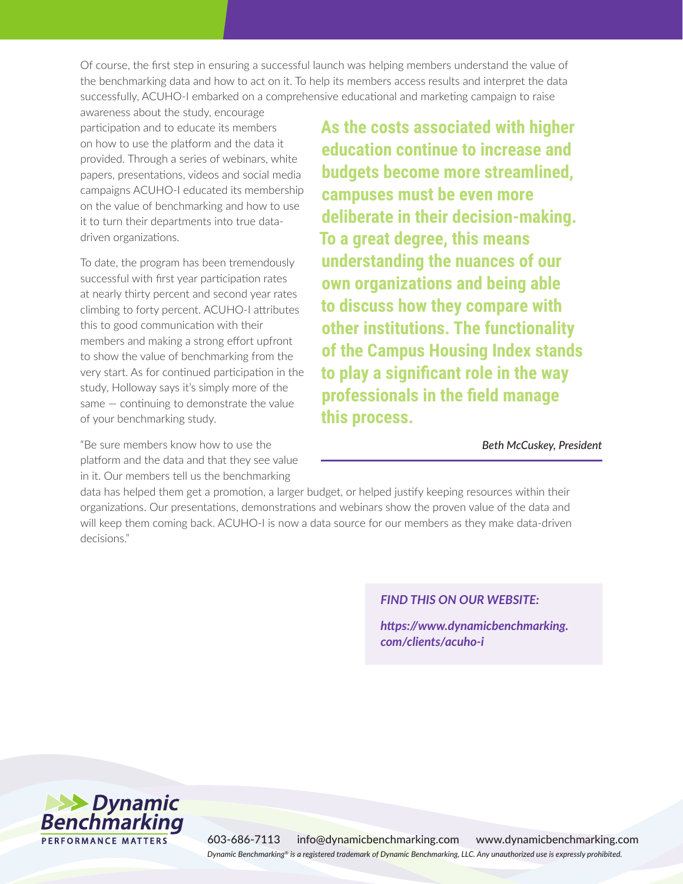Of course, the first step in ensuring a successful launch was helping members understand the value of the benchmarking data and how to act on it. To help its members access results and interpret the data successfully, ACUHO-I embarked on a comprehensive educational and marketing campaign to raise awareness about the study, encourage participation and to educate its members on how to use the platform and the data it provided. Through a series of webinars, white papers, presentations, videos and social media campaigns ACUHO-I educated its membership on the value of benchmarking and how to use it to turn their departments into true data-driven organizations.

To date, the program has been tremendously successful with first year participation rates at nearly thirty percent and second year rates climbing to forty percent. ACUHO-I attributes this to good communication with their members and making a strong effort upfront to show the value of benchmarking from the very start. As for continued participation in the study, Holloway says it's simply more of the same — continuing to demonstrate the value of your benchmarking study.

"Be sure members know how to use the platform and the data and that they see value in it. Our members tell us the benchmarking data has helped them get a promotion, a larger budget, or helped justify keeping resources within their organizations. Our presentations, demonstrations and webinars show the proven value of the data and will keep them coming back. ACUHO-I is now a data source for our members as they make data-driven decisions."

> **As the costs associated with higher education continue to increase and budgets become more streamlined, campuses must be even more deliberate in their decision-making. To a great degree, this means understanding the nuances of our own organizations and being able to discuss how they compare with other institutions. The functionality of the Campus Housing Index stands to play a significant role in the way professionals in the field manage this process.**
>
> *Beth McCuskey, President*

***FIND THIS ON OUR WEBSITE:***

***https://www.dynamicbenchmarking.com/clients/acuho-i***

Dynamic Benchmarking
PERFORMANCE MATTERS

603-686-7113 info@dynamicbenchmarking.com www.dynamicbenchmarking.com

*Dynamic Benchmarking® is a registered trademark of Dynamic Benchmarking, LLC. Any unauthorized use is expressly prohibited.*